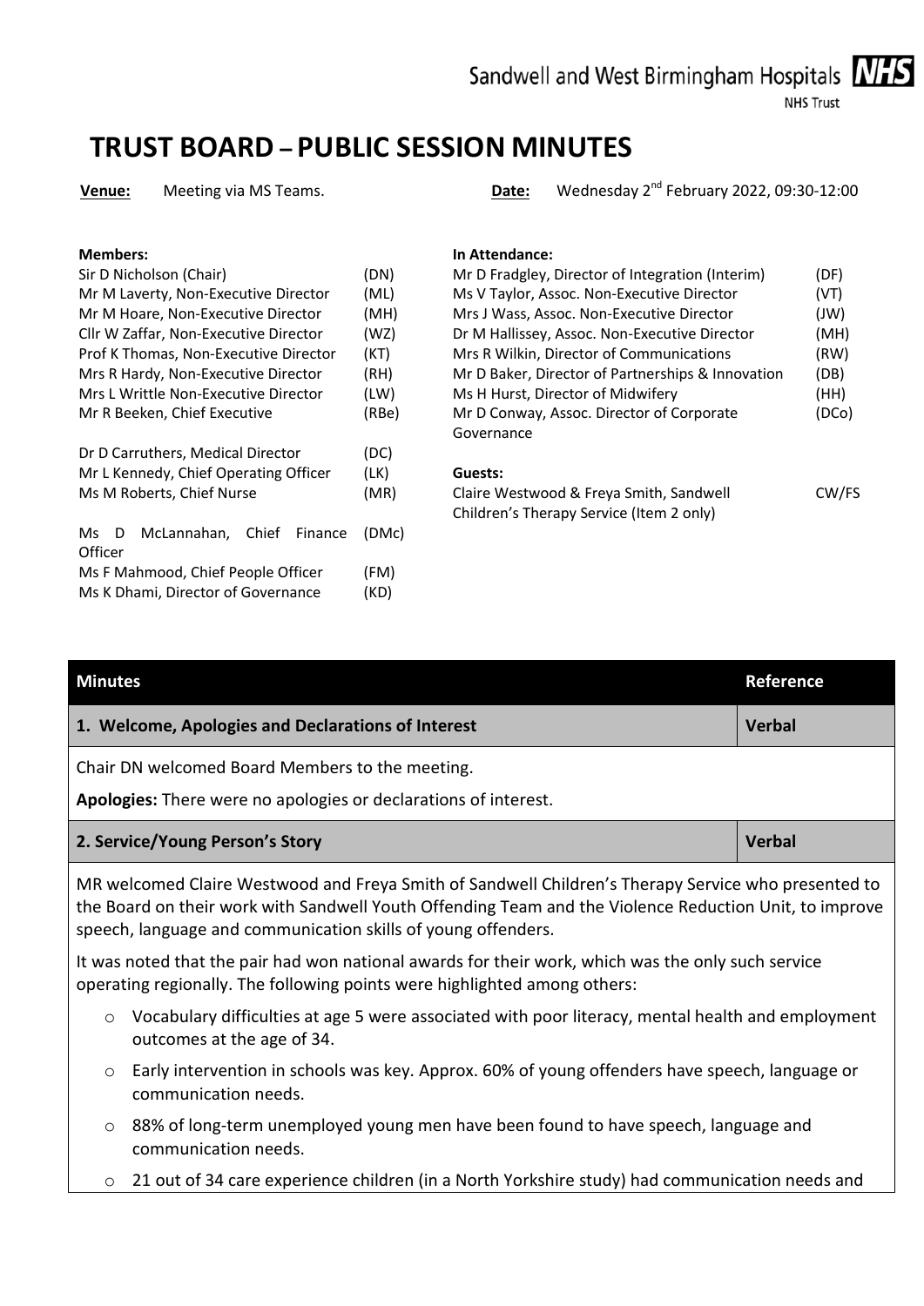Sandwell and West Birmingham Hospitals NHS Trust

# TRUST BOARD – PUBLIC SESSION MINUTES

**Venue:** Meeting via MS Teams. **Date:** Wednesday 2nd February 2022, 09:30-12:00

| **Members:** | | **In Attendance:** | |
|---|---|---|---|
| Sir D Nicholson (Chair) | (DN) | Mr D Fradgley, Director of Integration (Interim) | (DF) |
| Mr M Laverty, Non-Executive Director | (ML) | Ms V Taylor, Assoc. Non-Executive Director | (VT) |
| Mr M Hoare, Non-Executive Director | (MH) | Mrs J Wass, Assoc. Non-Executive Director | (JW) |
| Cllr W Zaffar, Non-Executive Director | (WZ) | Dr M Hallissey, Assoc. Non-Executive Director | (MH) |
| Prof K Thomas, Non-Executive Director | (KT) | Mrs R Wilkin, Director of Communications | (RW) |
| Mrs R Hardy, Non-Executive Director | (RH) | Mr D Baker, Director of Partnerships & Innovation | (DB) |
| Mrs L Writtle Non-Executive Director | (LW) | Ms H Hurst, Director of Midwifery | (HH) |
| Mr R Beeken, Chief Executive | (RBe) | Mr D Conway, Assoc. Director of Corporate Governance | (DCo) |
| Dr D Carruthers, Medical Director | (DC) | | |
| Mr L Kennedy, Chief Operating Officer | (LK) | **Guests:** | |
| Ms M Roberts, Chief Nurse | (MR) | Claire Westwood & Freya Smith, Sandwell Children's Therapy Service (Item 2 only) | CW/FS |
| Ms D McLannahan, Chief Finance Officer | (DMc) | | |
| Ms F Mahmood, Chief People Officer | (FM) | | |
| Ms K Dhami, Director of Governance | (KD) | | |

| **Minutes** | **Reference** |
|---|---|
| **1. Welcome, Apologies and Declarations of Interest** | **Verbal** |

Chair DN welcomed Board Members to the meeting.

**Apologies:** There were no apologies or declarations of interest.

| **2. Service/Young Person's Story** | **Verbal** |
|---|---|

MR welcomed Claire Westwood and Freya Smith of Sandwell Children's Therapy Service who presented to the Board on their work with Sandwell Youth Offending Team and the Violence Reduction Unit, to improve speech, language and communication skills of young offenders.

It was noted that the pair had won national awards for their work, which was the only such service operating regionally. The following points were highlighted among others:

- Vocabulary difficulties at age 5 were associated with poor literacy, mental health and employment outcomes at the age of 34.
- Early intervention in schools was key. Approx. 60% of young offenders have speech, language or communication needs.
- 88% of long-term unemployed young men have been found to have speech, language and communication needs.
- 21 out of 34 care experience children (in a North Yorkshire study) had communication needs and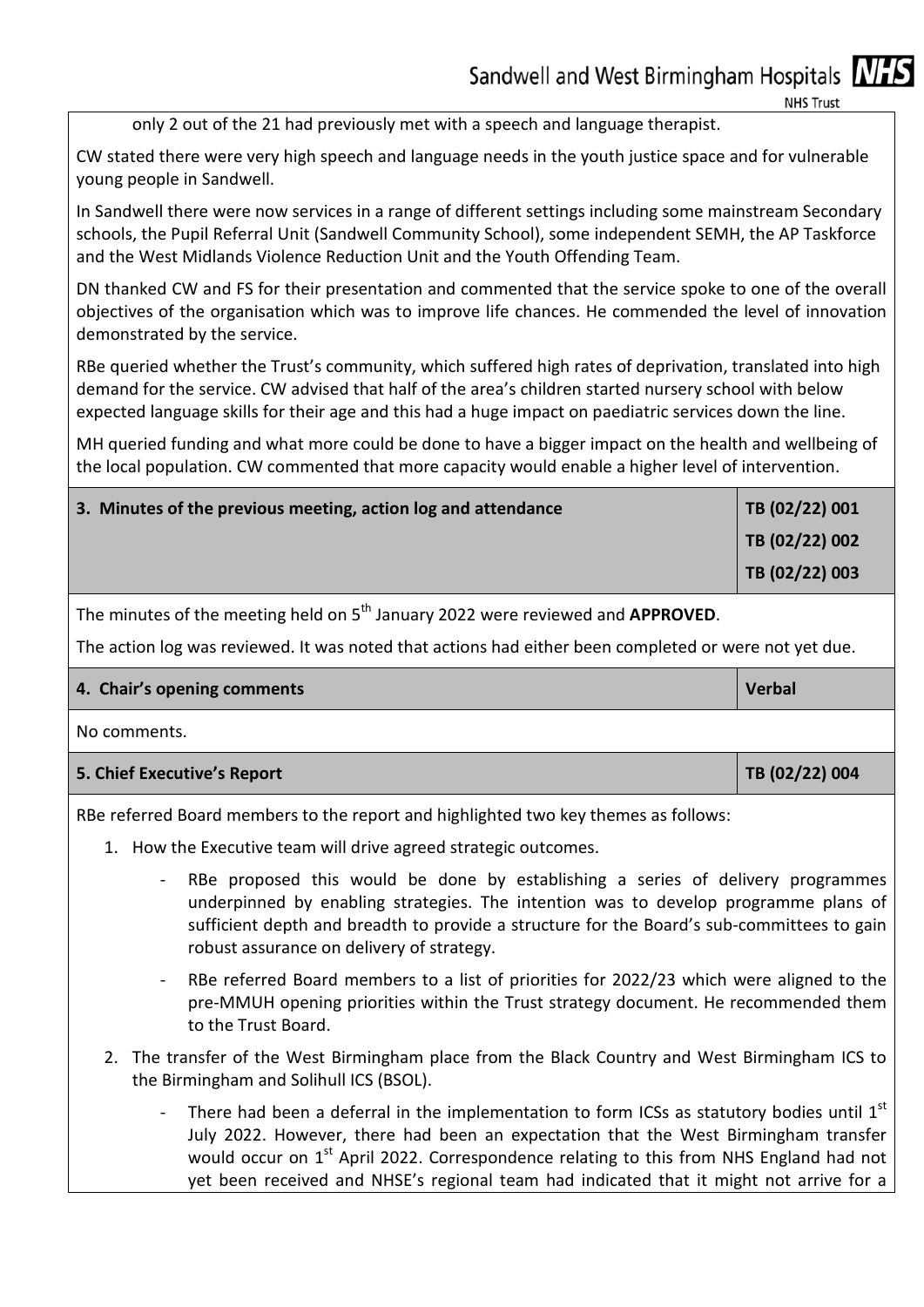only 2 out of the 21 had previously met with a speech and language therapist.

CW stated there were very high speech and language needs in the youth justice space and for vulnerable young people in Sandwell.

In Sandwell there were now services in a range of different settings including some mainstream Secondary schools, the Pupil Referral Unit (Sandwell Community School), some independent SEMH, the AP Taskforce and the West Midlands Violence Reduction Unit and the Youth Offending Team.

DN thanked CW and FS for their presentation and commented that the service spoke to one of the overall objectives of the organisation which was to improve life chances. He commended the level of innovation demonstrated by the service.

RBe queried whether the Trust's community, which suffered high rates of deprivation, translated into high demand for the service. CW advised that half of the area's children started nursery school with below expected language skills for their age and this had a huge impact on paediatric services down the line.

MH queried funding and what more could be done to have a bigger impact on the health and wellbeing of the local population. CW commented that more capacity would enable a higher level of intervention.

| **3. Minutes of the previous meeting, action log and attendance** | **TB (02/22) 001**<br>**TB (02/22) 002**<br>**TB (02/22) 003** |
|---|---|

The minutes of the meeting held on 5th January 2022 were reviewed and **APPROVED**.

The action log was reviewed. It was noted that actions had either been completed or were not yet due.

| **4. Chair's opening comments** | **Verbal** |
|---|---|

No comments.

| **5. Chief Executive's Report** | **TB (02/22) 004** |
|---|---|

RBe referred Board members to the report and highlighted two key themes as follows:

1. How the Executive team will drive agreed strategic outcomes.
    - RBe proposed this would be done by establishing a series of delivery programmes underpinned by enabling strategies. The intention was to develop programme plans of sufficient depth and breadth to provide a structure for the Board's sub-committees to gain robust assurance on delivery of strategy.
    - RBe referred Board members to a list of priorities for 2022/23 which were aligned to the pre-MMUH opening priorities within the Trust strategy document. He recommended them to the Trust Board.
2. The transfer of the West Birmingham place from the Black Country and West Birmingham ICS to the Birmingham and Solihull ICS (BSOL).
    - There had been a deferral in the implementation to form ICSs as statutory bodies until 1st July 2022. However, there had been an expectation that the West Birmingham transfer would occur on 1st April 2022. Correspondence relating to this from NHS England had not yet been received and NHSE's regional team had indicated that it might not arrive for a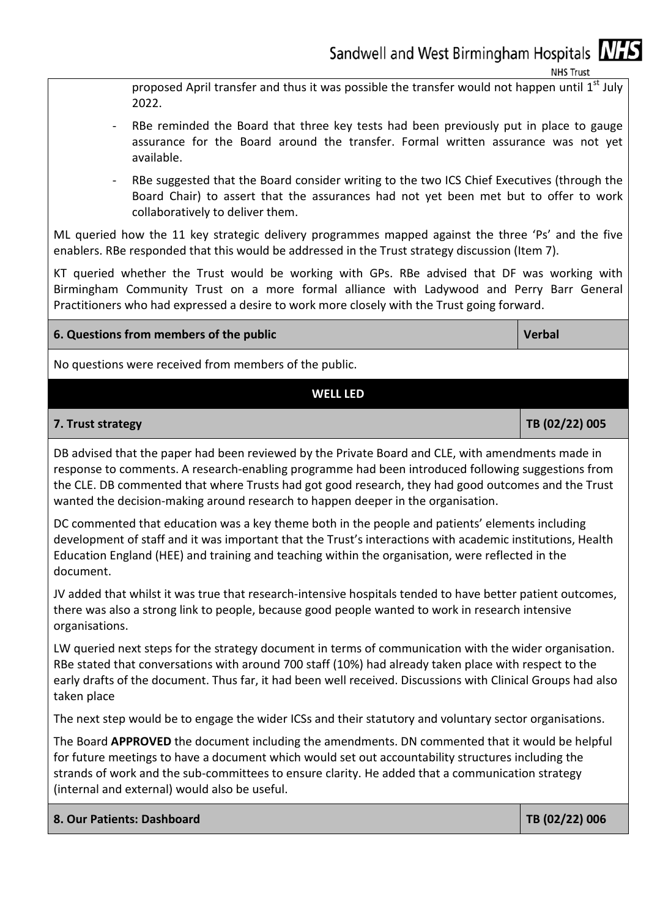proposed April transfer and thus it was possible the transfer would not happen until 1st July 2022.

- RBe reminded the Board that three key tests had been previously put in place to gauge assurance for the Board around the transfer. Formal written assurance was not yet available.
- RBe suggested that the Board consider writing to the two ICS Chief Executives (through the Board Chair) to assert that the assurances had not yet been met but to offer to work collaboratively to deliver them.

ML queried how the 11 key strategic delivery programmes mapped against the three 'Ps' and the five enablers. RBe responded that this would be addressed in the Trust strategy discussion (Item 7).

KT queried whether the Trust would be working with GPs. RBe advised that DF was working with Birmingham Community Trust on a more formal alliance with Ladywood and Perry Barr General Practitioners who had expressed a desire to work more closely with the Trust going forward.

| **6. Questions from members of the public** | **Verbal** |
|---|---|

No questions were received from members of the public.

## WELL LED

| **7. Trust strategy** | **TB (02/22) 005** |
|---|---|

DB advised that the paper had been reviewed by the Private Board and CLE, with amendments made in response to comments. A research-enabling programme had been introduced following suggestions from the CLE. DB commented that where Trusts had got good research, they had good outcomes and the Trust wanted the decision-making around research to happen deeper in the organisation.

DC commented that education was a key theme both in the people and patients' elements including development of staff and it was important that the Trust's interactions with academic institutions, Health Education England (HEE) and training and teaching within the organisation, were reflected in the document.

JV added that whilst it was true that research-intensive hospitals tended to have better patient outcomes, there was also a strong link to people, because good people wanted to work in research intensive organisations.

LW queried next steps for the strategy document in terms of communication with the wider organisation. RBe stated that conversations with around 700 staff (10%) had already taken place with respect to the early drafts of the document. Thus far, it had been well received. Discussions with Clinical Groups had also taken place

The next step would be to engage the wider ICSs and their statutory and voluntary sector organisations.

The Board **APPROVED** the document including the amendments. DN commented that it would be helpful for future meetings to have a document which would set out accountability structures including the strands of work and the sub-committees to ensure clarity. He added that a communication strategy (internal and external) would also be useful.

| **8. Our Patients: Dashboard** | **TB (02/22) 006** |
|---|---|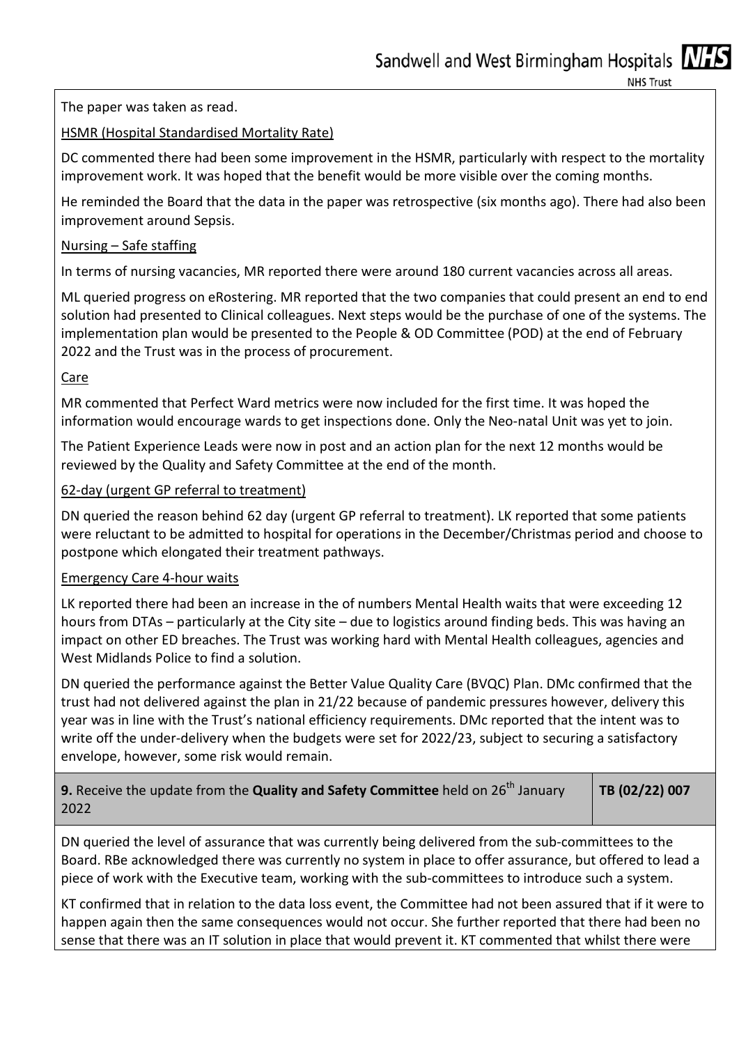The paper was taken as read.

HSMR (Hospital Standardised Mortality Rate)

DC commented there had been some improvement in the HSMR, particularly with respect to the mortality improvement work. It was hoped that the benefit would be more visible over the coming months.

He reminded the Board that the data in the paper was retrospective (six months ago). There had also been improvement around Sepsis.

Nursing – Safe staffing

In terms of nursing vacancies, MR reported there were around 180 current vacancies across all areas.

ML queried progress on eRostering. MR reported that the two companies that could present an end to end solution had presented to Clinical colleagues. Next steps would be the purchase of one of the systems. The implementation plan would be presented to the People & OD Committee (POD) at the end of February 2022 and the Trust was in the process of procurement.

Care

MR commented that Perfect Ward metrics were now included for the first time. It was hoped the information would encourage wards to get inspections done. Only the Neo-natal Unit was yet to join.

The Patient Experience Leads were now in post and an action plan for the next 12 months would be reviewed by the Quality and Safety Committee at the end of the month.

62-day (urgent GP referral to treatment)

DN queried the reason behind 62 day (urgent GP referral to treatment). LK reported that some patients were reluctant to be admitted to hospital for operations in the December/Christmas period and choose to postpone which elongated their treatment pathways.

Emergency Care 4-hour waits

LK reported there had been an increase in the of numbers Mental Health waits that were exceeding 12 hours from DTAs – particularly at the City site – due to logistics around finding beds. This was having an impact on other ED breaches. The Trust was working hard with Mental Health colleagues, agencies and West Midlands Police to find a solution.

DN queried the performance against the Better Value Quality Care (BVQC) Plan. DMc confirmed that the trust had not delivered against the plan in 21/22 because of pandemic pressures however, delivery this year was in line with the Trust's national efficiency requirements. DMc reported that the intent was to write off the under-delivery when the budgets were set for 2022/23, subject to securing a satisfactory envelope, however, some risk would remain.

| **9.** Receive the update from the **Quality and Safety Committee** held on 26th January 2022 | **TB (02/22) 007** |
|---|---|

DN queried the level of assurance that was currently being delivered from the sub-committees to the Board. RBe acknowledged there was currently no system in place to offer assurance, but offered to lead a piece of work with the Executive team, working with the sub-committees to introduce such a system.

KT confirmed that in relation to the data loss event, the Committee had not been assured that if it were to happen again then the same consequences would not occur. She further reported that there had been no sense that there was an IT solution in place that would prevent it. KT commented that whilst there were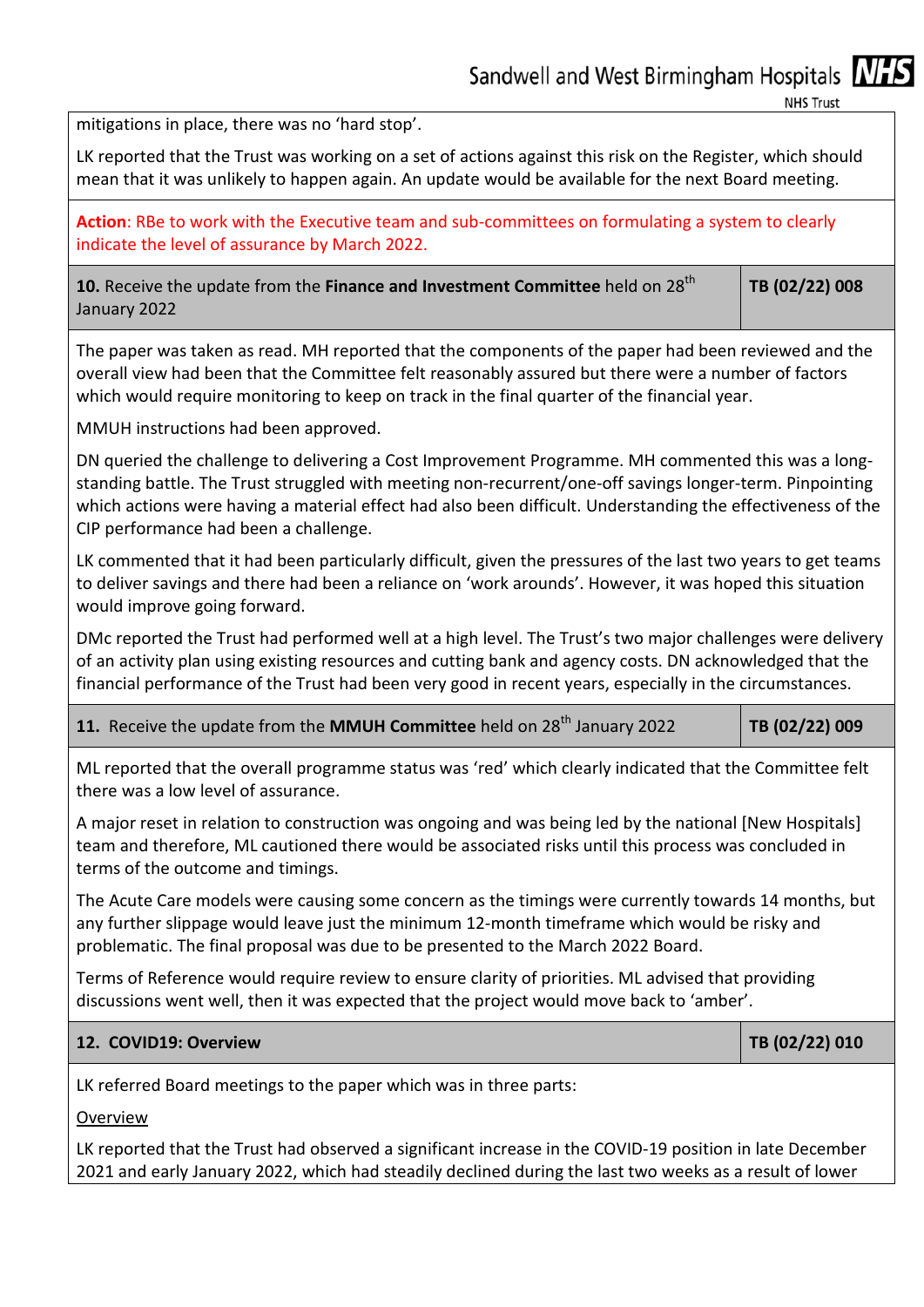mitigations in place, there was no 'hard stop'.

LK reported that the Trust was working on a set of actions against this risk on the Register, which should mean that it was unlikely to happen again. An update would be available for the next Board meeting.

**Action**: RBe to work with the Executive team and sub-committees on formulating a system to clearly indicate the level of assurance by March 2022.

| **10.** Receive the update from the **Finance and Investment Committee** held on 28th January 2022 | **TB (02/22) 008** |
|---|---|

The paper was taken as read. MH reported that the components of the paper had been reviewed and the overall view had been that the Committee felt reasonably assured but there were a number of factors which would require monitoring to keep on track in the final quarter of the financial year.

MMUH instructions had been approved.

DN queried the challenge to delivering a Cost Improvement Programme. MH commented this was a long-standing battle. The Trust struggled with meeting non-recurrent/one-off savings longer-term. Pinpointing which actions were having a material effect had also been difficult. Understanding the effectiveness of the CIP performance had been a challenge.

LK commented that it had been particularly difficult, given the pressures of the last two years to get teams to deliver savings and there had been a reliance on 'work arounds'. However, it was hoped this situation would improve going forward.

DMc reported the Trust had performed well at a high level. The Trust's two major challenges were delivery of an activity plan using existing resources and cutting bank and agency costs. DN acknowledged that the financial performance of the Trust had been very good in recent years, especially in the circumstances.

| **11.** Receive the update from the **MMUH Committee** held on 28th January 2022 | **TB (02/22) 009** |
|---|---|

ML reported that the overall programme status was 'red' which clearly indicated that the Committee felt there was a low level of assurance.

A major reset in relation to construction was ongoing and was being led by the national [New Hospitals] team and therefore, ML cautioned there would be associated risks until this process was concluded in terms of the outcome and timings.

The Acute Care models were causing some concern as the timings were currently towards 14 months, but any further slippage would leave just the minimum 12-month timeframe which would be risky and problematic. The final proposal was due to be presented to the March 2022 Board.

Terms of Reference would require review to ensure clarity of priorities. ML advised that providing discussions went well, then it was expected that the project would move back to 'amber'.

| **12. COVID19: Overview** | **TB (02/22) 010** |
|---|---|

LK referred Board meetings to the paper which was in three parts:

Overview

LK reported that the Trust had observed a significant increase in the COVID-19 position in late December 2021 and early January 2022, which had steadily declined during the last two weeks as a result of lower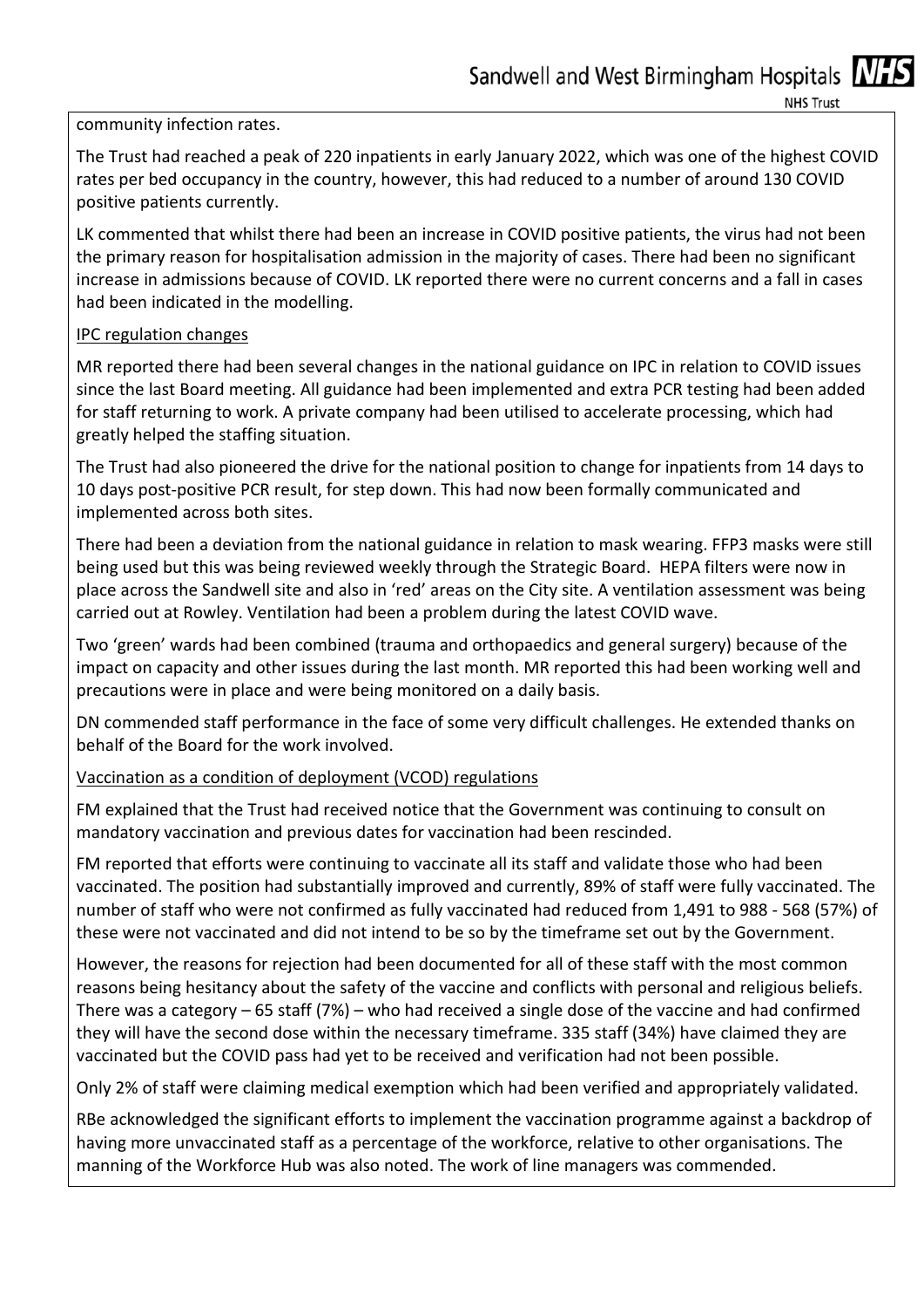community infection rates.

The Trust had reached a peak of 220 inpatients in early January 2022, which was one of the highest COVID rates per bed occupancy in the country, however, this had reduced to a number of around 130 COVID positive patients currently.

LK commented that whilst there had been an increase in COVID positive patients, the virus had not been the primary reason for hospitalisation admission in the majority of cases. There had been no significant increase in admissions because of COVID. LK reported there were no current concerns and a fall in cases had been indicated in the modelling.

IPC regulation changes

MR reported there had been several changes in the national guidance on IPC in relation to COVID issues since the last Board meeting. All guidance had been implemented and extra PCR testing had been added for staff returning to work. A private company had been utilised to accelerate processing, which had greatly helped the staffing situation.

The Trust had also pioneered the drive for the national position to change for inpatients from 14 days to 10 days post-positive PCR result, for step down. This had now been formally communicated and implemented across both sites.

There had been a deviation from the national guidance in relation to mask wearing. FFP3 masks were still being used but this was being reviewed weekly through the Strategic Board. HEPA filters were now in place across the Sandwell site and also in 'red' areas on the City site. A ventilation assessment was being carried out at Rowley. Ventilation had been a problem during the latest COVID wave.

Two 'green' wards had been combined (trauma and orthopaedics and general surgery) because of the impact on capacity and other issues during the last month. MR reported this had been working well and precautions were in place and were being monitored on a daily basis.

DN commended staff performance in the face of some very difficult challenges. He extended thanks on behalf of the Board for the work involved.

Vaccination as a condition of deployment (VCOD) regulations

FM explained that the Trust had received notice that the Government was continuing to consult on mandatory vaccination and previous dates for vaccination had been rescinded.

FM reported that efforts were continuing to vaccinate all its staff and validate those who had been vaccinated. The position had substantially improved and currently, 89% of staff were fully vaccinated. The number of staff who were not confirmed as fully vaccinated had reduced from 1,491 to 988 - 568 (57%) of these were not vaccinated and did not intend to be so by the timeframe set out by the Government.

However, the reasons for rejection had been documented for all of these staff with the most common reasons being hesitancy about the safety of the vaccine and conflicts with personal and religious beliefs. There was a category – 65 staff (7%) – who had received a single dose of the vaccine and had confirmed they will have the second dose within the necessary timeframe. 335 staff (34%) have claimed they are vaccinated but the COVID pass had yet to be received and verification had not been possible.

Only 2% of staff were claiming medical exemption which had been verified and appropriately validated.

RBe acknowledged the significant efforts to implement the vaccination programme against a backdrop of having more unvaccinated staff as a percentage of the workforce, relative to other organisations. The manning of the Workforce Hub was also noted. The work of line managers was commended.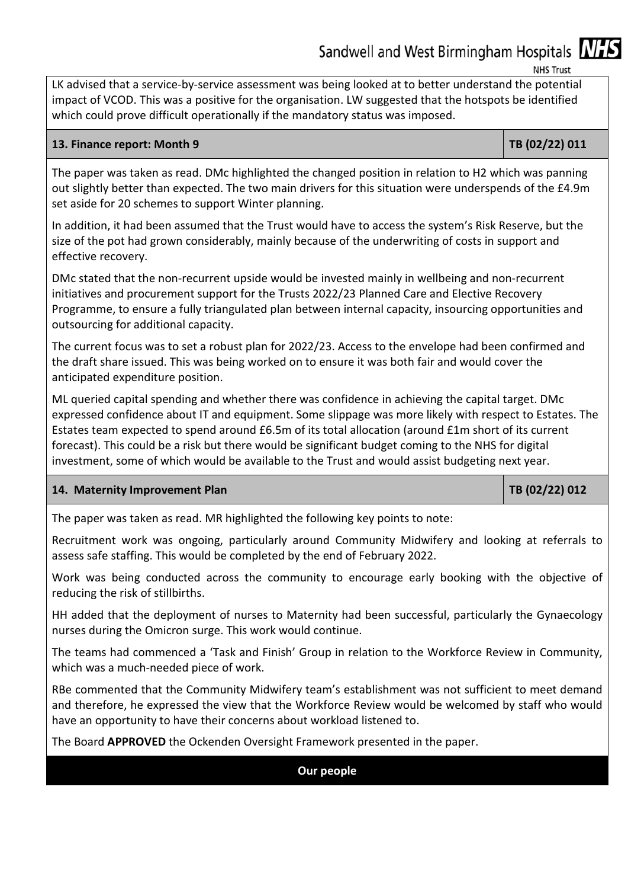LK advised that a service-by-service assessment was being looked at to better understand the potential impact of VCOD. This was a positive for the organisation. LW suggested that the hotspots be identified which could prove difficult operationally if the mandatory status was imposed.

| **13. Finance report: Month 9** | **TB (02/22) 011** |
|---|---|

The paper was taken as read. DMc highlighted the changed position in relation to H2 which was panning out slightly better than expected. The two main drivers for this situation were underspends of the £4.9m set aside for 20 schemes to support Winter planning.

In addition, it had been assumed that the Trust would have to access the system's Risk Reserve, but the size of the pot had grown considerably, mainly because of the underwriting of costs in support and effective recovery.

DMc stated that the non-recurrent upside would be invested mainly in wellbeing and non-recurrent initiatives and procurement support for the Trusts 2022/23 Planned Care and Elective Recovery Programme, to ensure a fully triangulated plan between internal capacity, insourcing opportunities and outsourcing for additional capacity.

The current focus was to set a robust plan for 2022/23. Access to the envelope had been confirmed and the draft share issued. This was being worked on to ensure it was both fair and would cover the anticipated expenditure position.

ML queried capital spending and whether there was confidence in achieving the capital target. DMc expressed confidence about IT and equipment. Some slippage was more likely with respect to Estates. The Estates team expected to spend around £6.5m of its total allocation (around £1m short of its current forecast). This could be a risk but there would be significant budget coming to the NHS for digital investment, some of which would be available to the Trust and would assist budgeting next year.

| **14. Maternity Improvement Plan** | **TB (02/22) 012** |
|---|---|

The paper was taken as read. MR highlighted the following key points to note:

Recruitment work was ongoing, particularly around Community Midwifery and looking at referrals to assess safe staffing. This would be completed by the end of February 2022.

Work was being conducted across the community to encourage early booking with the objective of reducing the risk of stillbirths.

HH added that the deployment of nurses to Maternity had been successful, particularly the Gynaecology nurses during the Omicron surge. This work would continue.

The teams had commenced a 'Task and Finish' Group in relation to the Workforce Review in Community, which was a much-needed piece of work.

RBe commented that the Community Midwifery team's establishment was not sufficient to meet demand and therefore, he expressed the view that the Workforce Review would be welcomed by staff who would have an opportunity to have their concerns about workload listened to.

The Board **APPROVED** the Ockenden Oversight Framework presented in the paper.

**Our people**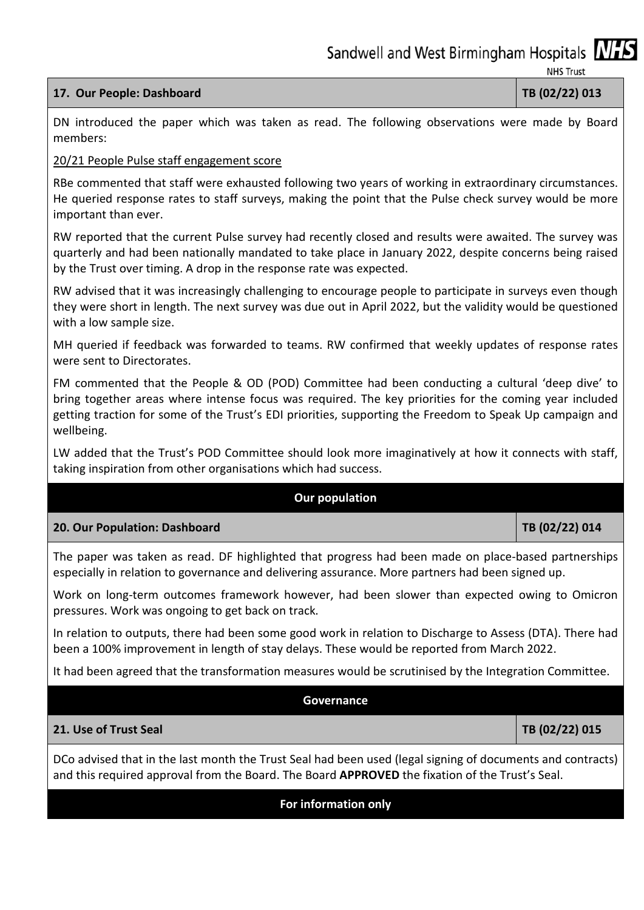| 17. Our People: Dashboard | TB (02/22) 013 |
|---|---|

DN introduced the paper which was taken as read. The following observations were made by Board members:

20/21 People Pulse staff engagement score

RBe commented that staff were exhausted following two years of working in extraordinary circumstances. He queried response rates to staff surveys, making the point that the Pulse check survey would be more important than ever.

RW reported that the current Pulse survey had recently closed and results were awaited. The survey was quarterly and had been nationally mandated to take place in January 2022, despite concerns being raised by the Trust over timing. A drop in the response rate was expected.

RW advised that it was increasingly challenging to encourage people to participate in surveys even though they were short in length. The next survey was due out in April 2022, but the validity would be questioned with a low sample size.

MH queried if feedback was forwarded to teams. RW confirmed that weekly updates of response rates were sent to Directorates.

FM commented that the People & OD (POD) Committee had been conducting a cultural 'deep dive' to bring together areas where intense focus was required. The key priorities for the coming year included getting traction for some of the Trust's EDI priorities, supporting the Freedom to Speak Up campaign and wellbeing.

LW added that the Trust's POD Committee should look more imaginatively at how it connects with staff, taking inspiration from other organisations which had success.

**Our population**

| 20. Our Population: Dashboard | TB (02/22) 014 |
|---|---|

The paper was taken as read. DF highlighted that progress had been made on place-based partnerships especially in relation to governance and delivering assurance. More partners had been signed up.

Work on long-term outcomes framework however, had been slower than expected owing to Omicron pressures. Work was ongoing to get back on track.

In relation to outputs, there had been some good work in relation to Discharge to Assess (DTA). There had been a 100% improvement in length of stay delays. These would be reported from March 2022.

It had been agreed that the transformation measures would be scrutinised by the Integration Committee.

**Governance**

| 21. Use of Trust Seal | TB (02/22) 015 |
|---|---|

DCo advised that in the last month the Trust Seal had been used (legal signing of documents and contracts) and this required approval from the Board. The Board **APPROVED** the fixation of the Trust's Seal.

**For information only**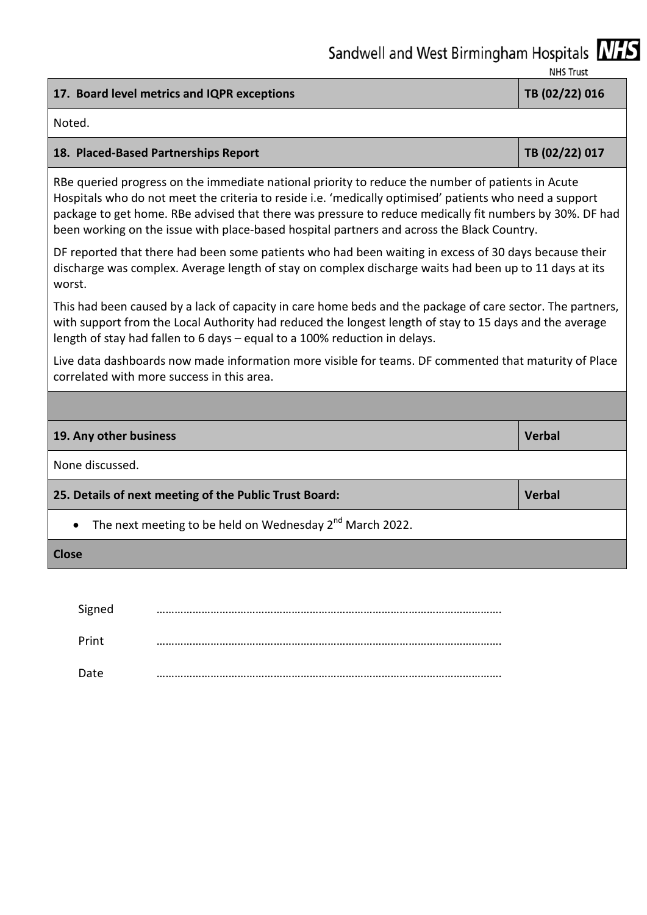| | |
|---|---|
| **17. Board level metrics and IQPR exceptions** | **TB (02/22) 016** |
| Noted. | |
| **18. Placed-Based Partnerships Report** | **TB (02/22) 017** |
| RBe queried progress on the immediate national priority to reduce the number of patients in Acute Hospitals who do not meet the criteria to reside i.e. 'medically optimised' patients who need a support package to get home. RBe advised that there was pressure to reduce medically fit numbers by 30%. DF had been working on the issue with place-based hospital partners and across the Black Country.<br><br>DF reported that there had been some patients who had been waiting in excess of 30 days because their discharge was complex. Average length of stay on complex discharge waits had been up to 11 days at its worst.<br><br>This had been caused by a lack of capacity in care home beds and the package of care sector. The partners, with support from the Local Authority had reduced the longest length of stay to 15 days and the average length of stay had fallen to 6 days – equal to a 100% reduction in delays.<br><br>Live data dashboards now made information more visible for teams. DF commented that maturity of Place correlated with more success in this area. | |
| | |
| **19. Any other business** | **Verbal** |
| None discussed. | |
| **25. Details of next meeting of the Public Trust Board:** | **Verbal** |
| • The next meeting to be held on Wednesday 2nd March 2022. | |
| **Close** | |

Signed …………………………………………………………………………………………………….

Print …………………………………………………………………………………………………….

Date …………………………………………………………………………………………………….